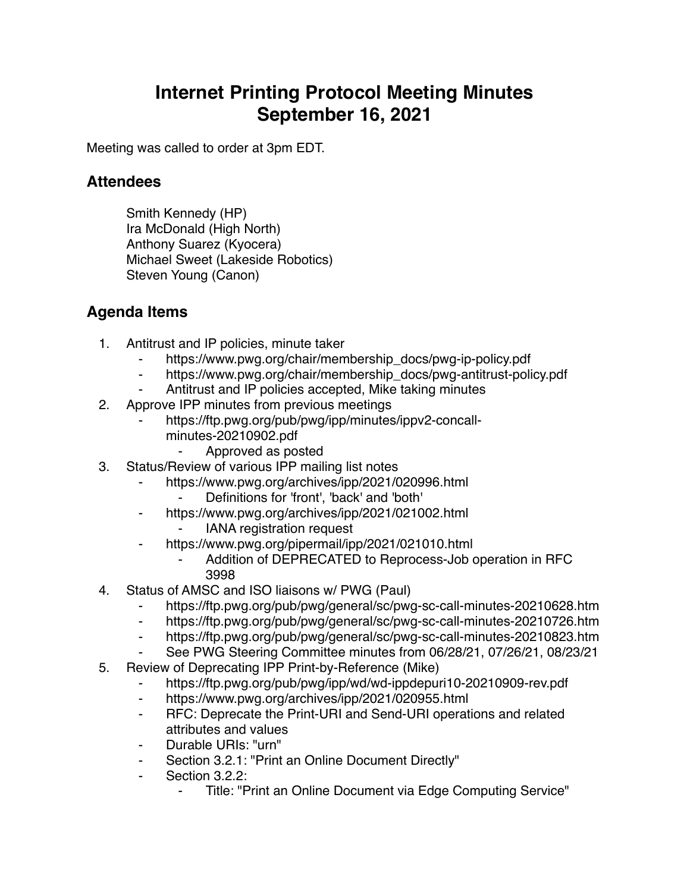# Internet Printing Protocol Meeting Minutes
# September 16, 2021

Meeting was called to order at 3pm EDT.

## Attendees

Smith Kennedy (HP)
Ira McDonald (High North)
Anthony Suarez (Kyocera)
Michael Sweet (Lakeside Robotics)
Steven Young (Canon)

## Agenda Items

1. Antitrust and IP policies, minute taker
    - https://www.pwg.org/chair/membership_docs/pwg-ip-policy.pdf
    - https://www.pwg.org/chair/membership_docs/pwg-antitrust-policy.pdf
    - Antitrust and IP policies accepted, Mike taking minutes
2. Approve IPP minutes from previous meetings
    - https://ftp.pwg.org/pub/pwg/ipp/minutes/ippv2-concall-minutes-20210902.pdf
        - Approved as posted
3. Status/Review of various IPP mailing list notes
    - https://www.pwg.org/archives/ipp/2021/020996.html
        - Definitions for 'front', 'back' and 'both'
    - https://www.pwg.org/archives/ipp/2021/021002.html
        - IANA registration request
    - https://www.pwg.org/pipermail/ipp/2021/021010.html
        - Addition of DEPRECATED to Reprocess-Job operation in RFC 3998
4. Status of AMSC and ISO liaisons w/ PWG (Paul)
    - https://ftp.pwg.org/pub/pwg/general/sc/pwg-sc-call-minutes-20210628.htm
    - https://ftp.pwg.org/pub/pwg/general/sc/pwg-sc-call-minutes-20210726.htm
    - https://ftp.pwg.org/pub/pwg/general/sc/pwg-sc-call-minutes-20210823.htm
    - See PWG Steering Committee minutes from 06/28/21, 07/26/21, 08/23/21
5. Review of Deprecating IPP Print-by-Reference (Mike)
    - https://ftp.pwg.org/pub/pwg/ipp/wd/wd-ippdepuri10-20210909-rev.pdf
    - https://www.pwg.org/archives/ipp/2021/020955.html
    - RFC: Deprecate the Print-URI and Send-URI operations and related attributes and values
    - Durable URIs: "urn"
    - Section 3.2.1: "Print an Online Document Directly"
    - Section 3.2.2:
        - Title: "Print an Online Document via Edge Computing Service"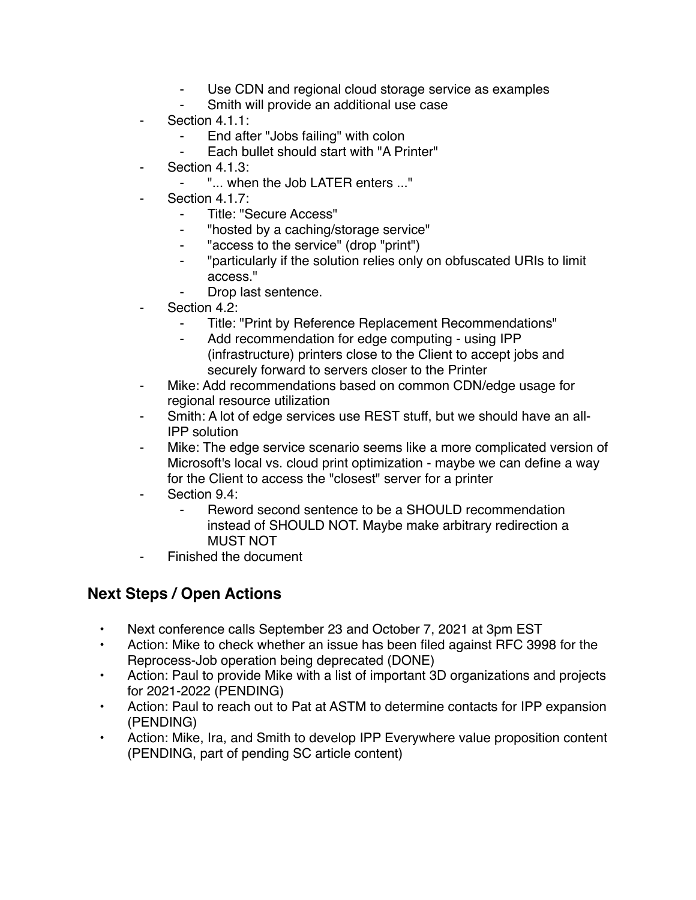- Use CDN and regional cloud storage service as examples
    - Smith will provide an additional use case
- Section 4.1.1:
    - End after "Jobs failing" with colon
    - Each bullet should start with "A Printer"
- Section 4.1.3:
    - "... when the Job LATER enters ..."
- Section 4.1.7:
    - Title: "Secure Access"
    - "hosted by a caching/storage service"
    - "access to the service" (drop "print")
    - "particularly if the solution relies only on obfuscated URIs to limit access."
    - Drop last sentence.
- Section 4.2:
    - Title: "Print by Reference Replacement Recommendations"
    - Add recommendation for edge computing - using IPP (infrastructure) printers close to the Client to accept jobs and securely forward to servers closer to the Printer
- Mike: Add recommendations based on common CDN/edge usage for regional resource utilization
- Smith: A lot of edge services use REST stuff, but we should have an all-IPP solution
- Mike: The edge service scenario seems like a more complicated version of Microsoft's local vs. cloud print optimization - maybe we can define a way for the Client to access the "closest" server for a printer
- Section 9.4:
    - Reword second sentence to be a SHOULD recommendation instead of SHOULD NOT. Maybe make arbitrary redirection a MUST NOT
- Finished the document

## Next Steps / Open Actions

- Next conference calls September 23 and October 7, 2021 at 3pm EST
- Action: Mike to check whether an issue has been filed against RFC 3998 for the Reprocess-Job operation being deprecated (DONE)
- Action: Paul to provide Mike with a list of important 3D organizations and projects for 2021-2022 (PENDING)
- Action: Paul to reach out to Pat at ASTM to determine contacts for IPP expansion (PENDING)
- Action: Mike, Ira, and Smith to develop IPP Everywhere value proposition content (PENDING, part of pending SC article content)